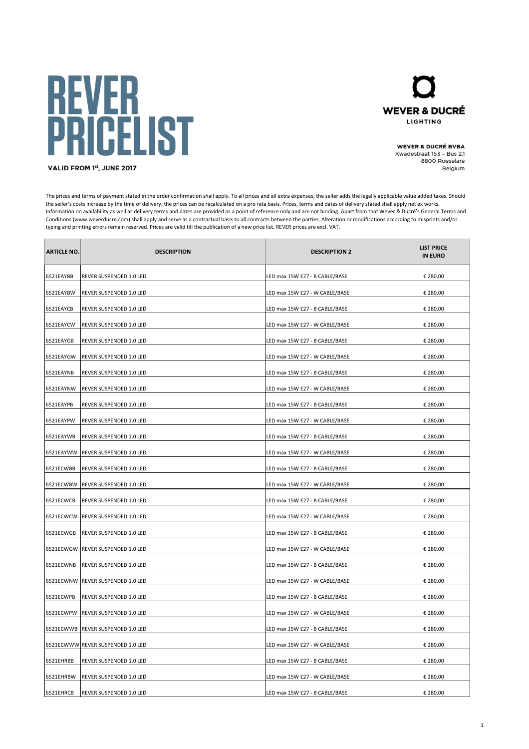# REVER PRICELIST

**VALID FROM 1st, JUNE 2017**

**WEVER & DUCRÉ**
LIGHTING

**WEVER & DUCRÉ BVBA**
Kwadestraat 153 – Bus 2.1
8800 Roeselare
Belgium

The prices and terms of payment stated in the order confirmation shall apply. To all prices and all extra expenses, the seller adds the legally applicable value added taxes. Should the seller's costs increase by the time of delivery, the prices can be recalculated on a pro rata basis. Prices, terms and dates of delivery stated shall apply net ex works. Information on availability as well as delivery terms and dates are provided as a point of reference only and are not binding. Apart from that Wever & Ducré's General Terms and Conditions (www.weverducre.com) shall apply and serve as a contractual basis to all contracts between the parties. Alteration or modifications according to misprints and/or typing and printing errors remain reserved. Prices are valid till the publication of a new price list. REVER prices are excl. VAT.

| ARTICLE NO. | DESCRIPTION | DESCRIPTION 2 | LIST PRICE IN EURO |
|---|---|---|---|
| 6521EAYBB | REVER SUSPENDED 1.0 LED | LED max 15W E27 - B CABLE/BASE | € 280,00 |
| 6521EAYBW | REVER SUSPENDED 1.0 LED | LED max 15W E27 - W CABLE/BASE | € 280,00 |
| 6521EAYCB | REVER SUSPENDED 1.0 LED | LED max 15W E27 - B CABLE/BASE | € 280,00 |
| 6521EAYCW | REVER SUSPENDED 1.0 LED | LED max 15W E27 - W CABLE/BASE | € 280,00 |
| 6521EAYGB | REVER SUSPENDED 1.0 LED | LED max 15W E27 - B CABLE/BASE | € 280,00 |
| 6521EAYGW | REVER SUSPENDED 1.0 LED | LED max 15W E27 - W CABLE/BASE | € 280,00 |
| 6521EAYNB | REVER SUSPENDED 1.0 LED | LED max 15W E27 - B CABLE/BASE | € 280,00 |
| 6521EAYNW | REVER SUSPENDED 1.0 LED | LED max 15W E27 - W CABLE/BASE | € 280,00 |
| 6521EAYPB | REVER SUSPENDED 1.0 LED | LED max 15W E27 - B CABLE/BASE | € 280,00 |
| 6521EAYPW | REVER SUSPENDED 1.0 LED | LED max 15W E27 - W CABLE/BASE | € 280,00 |
| 6521EAYWB | REVER SUSPENDED 1.0 LED | LED max 15W E27 - B CABLE/BASE | € 280,00 |
| 6521EAYWW | REVER SUSPENDED 1.0 LED | LED max 15W E27 - W CABLE/BASE | € 280,00 |
| 6521ECWBB | REVER SUSPENDED 1.0 LED | LED max 15W E27 - B CABLE/BASE | € 280,00 |
| 6521ECWBW | REVER SUSPENDED 1.0 LED | LED max 15W E27 - W CABLE/BASE | € 280,00 |
| 6521ECWCB | REVER SUSPENDED 1.0 LED | LED max 15W E27 - B CABLE/BASE | € 280,00 |
| 6521ECWCW | REVER SUSPENDED 1.0 LED | LED max 15W E27 - W CABLE/BASE | € 280,00 |
| 6521ECWGB | REVER SUSPENDED 1.0 LED | LED max 15W E27 - B CABLE/BASE | € 280,00 |
| 6521ECWGW | REVER SUSPENDED 1.0 LED | LED max 15W E27 - W CABLE/BASE | € 280,00 |
| 6521ECWNB | REVER SUSPENDED 1.0 LED | LED max 15W E27 - B CABLE/BASE | € 280,00 |
| 6521ECWNW | REVER SUSPENDED 1.0 LED | LED max 15W E27 - W CABLE/BASE | € 280,00 |
| 6521ECWPB | REVER SUSPENDED 1.0 LED | LED max 15W E27 - B CABLE/BASE | € 280,00 |
| 6521ECWPW | REVER SUSPENDED 1.0 LED | LED max 15W E27 - W CABLE/BASE | € 280,00 |
| 6521ECWWB | REVER SUSPENDED 1.0 LED | LED max 15W E27 - B CABLE/BASE | € 280,00 |
| 6521ECWWW | REVER SUSPENDED 1.0 LED | LED max 15W E27 - W CABLE/BASE | € 280,00 |
| 6521EHRBB | REVER SUSPENDED 1.0 LED | LED max 15W E27 - B CABLE/BASE | € 280,00 |
| 6521EHRBW | REVER SUSPENDED 1.0 LED | LED max 15W E27 - W CABLE/BASE | € 280,00 |
| 6521EHRCB | REVER SUSPENDED 1.0 LED | LED max 15W E27 - B CABLE/BASE | € 280,00 |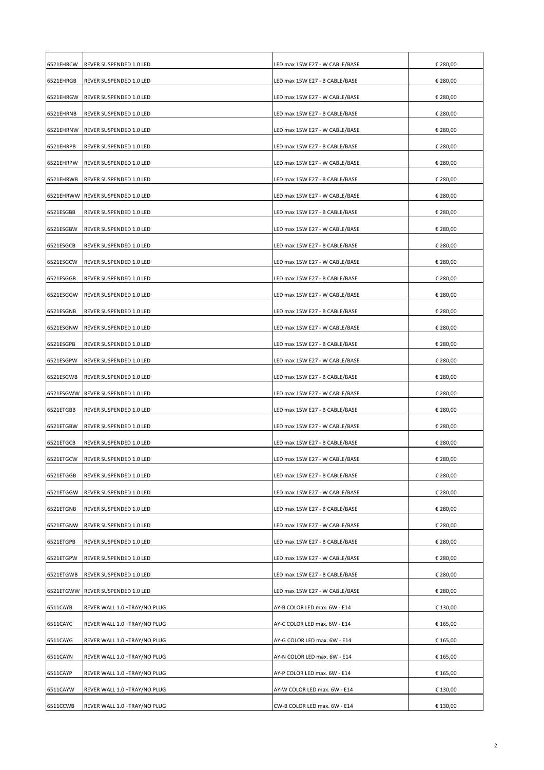| | | | |
|---|---|---|---|
| 6521EHRCW | REVER SUSPENDED 1.0 LED | LED max 15W E27 - W CABLE/BASE | € 280,00 |
| 6521EHRGB | REVER SUSPENDED 1.0 LED | LED max 15W E27 - B CABLE/BASE | € 280,00 |
| 6521EHRGW | REVER SUSPENDED 1.0 LED | LED max 15W E27 - W CABLE/BASE | € 280,00 |
| 6521EHRNB | REVER SUSPENDED 1.0 LED | LED max 15W E27 - B CABLE/BASE | € 280,00 |
| 6521EHRNW | REVER SUSPENDED 1.0 LED | LED max 15W E27 - W CABLE/BASE | € 280,00 |
| 6521EHRPB | REVER SUSPENDED 1.0 LED | LED max 15W E27 - B CABLE/BASE | € 280,00 |
| 6521EHRPW | REVER SUSPENDED 1.0 LED | LED max 15W E27 - W CABLE/BASE | € 280,00 |
| 6521EHRWB | REVER SUSPENDED 1.0 LED | LED max 15W E27 - B CABLE/BASE | € 280,00 |
| 6521EHRWW | REVER SUSPENDED 1.0 LED | LED max 15W E27 - W CABLE/BASE | € 280,00 |
| 6521ESGBB | REVER SUSPENDED 1.0 LED | LED max 15W E27 - B CABLE/BASE | € 280,00 |
| 6521ESGBW | REVER SUSPENDED 1.0 LED | LED max 15W E27 - W CABLE/BASE | € 280,00 |
| 6521ESGCB | REVER SUSPENDED 1.0 LED | LED max 15W E27 - B CABLE/BASE | € 280,00 |
| 6521ESGCW | REVER SUSPENDED 1.0 LED | LED max 15W E27 - W CABLE/BASE | € 280,00 |
| 6521ESGGB | REVER SUSPENDED 1.0 LED | LED max 15W E27 - B CABLE/BASE | € 280,00 |
| 6521ESGGW | REVER SUSPENDED 1.0 LED | LED max 15W E27 - W CABLE/BASE | € 280,00 |
| 6521ESGNB | REVER SUSPENDED 1.0 LED | LED max 15W E27 - B CABLE/BASE | € 280,00 |
| 6521ESGNW | REVER SUSPENDED 1.0 LED | LED max 15W E27 - W CABLE/BASE | € 280,00 |
| 6521ESGPB | REVER SUSPENDED 1.0 LED | LED max 15W E27 - B CABLE/BASE | € 280,00 |
| 6521ESGPW | REVER SUSPENDED 1.0 LED | LED max 15W E27 - W CABLE/BASE | € 280,00 |
| 6521ESGWB | REVER SUSPENDED 1.0 LED | LED max 15W E27 - B CABLE/BASE | € 280,00 |
| 6521ESGWW | REVER SUSPENDED 1.0 LED | LED max 15W E27 - W CABLE/BASE | € 280,00 |
| 6521ETGBB | REVER SUSPENDED 1.0 LED | LED max 15W E27 - B CABLE/BASE | € 280,00 |
| 6521ETGBW | REVER SUSPENDED 1.0 LED | LED max 15W E27 - W CABLE/BASE | € 280,00 |
| 6521ETGCB | REVER SUSPENDED 1.0 LED | LED max 15W E27 - B CABLE/BASE | € 280,00 |
| 6521ETGCW | REVER SUSPENDED 1.0 LED | LED max 15W E27 - W CABLE/BASE | € 280,00 |
| 6521ETGGB | REVER SUSPENDED 1.0 LED | LED max 15W E27 - B CABLE/BASE | € 280,00 |
| 6521ETGGW | REVER SUSPENDED 1.0 LED | LED max 15W E27 - W CABLE/BASE | € 280,00 |
| 6521ETGNB | REVER SUSPENDED 1.0 LED | LED max 15W E27 - B CABLE/BASE | € 280,00 |
| 6521ETGNW | REVER SUSPENDED 1.0 LED | LED max 15W E27 - W CABLE/BASE | € 280,00 |
| 6521ETGPB | REVER SUSPENDED 1.0 LED | LED max 15W E27 - B CABLE/BASE | € 280,00 |
| 6521ETGPW | REVER SUSPENDED 1.0 LED | LED max 15W E27 - W CABLE/BASE | € 280,00 |
| 6521ETGWB | REVER SUSPENDED 1.0 LED | LED max 15W E27 - B CABLE/BASE | € 280,00 |
| 6521ETGWW | REVER SUSPENDED 1.0 LED | LED max 15W E27 - W CABLE/BASE | € 280,00 |
| 6511CAYB | REVER WALL 1.0 +TRAY/NO PLUG | AY-B COLOR LED max. 6W - E14 | € 130,00 |
| 6511CAYC | REVER WALL 1.0 +TRAY/NO PLUG | AY-C COLOR LED max. 6W - E14 | € 165,00 |
| 6511CAYG | REVER WALL 1.0 +TRAY/NO PLUG | AY-G COLOR LED max. 6W - E14 | € 165,00 |
| 6511CAYN | REVER WALL 1.0 +TRAY/NO PLUG | AY-N COLOR LED max. 6W - E14 | € 165,00 |
| 6511CAYP | REVER WALL 1.0 +TRAY/NO PLUG | AY-P COLOR LED max. 6W - E14 | € 165,00 |
| 6511CAYW | REVER WALL 1.0 +TRAY/NO PLUG | AY-W COLOR LED max. 6W - E14 | € 130,00 |
| 6511CCWB | REVER WALL 1.0 +TRAY/NO PLUG | CW-B COLOR LED max. 6W - E14 | € 130,00 |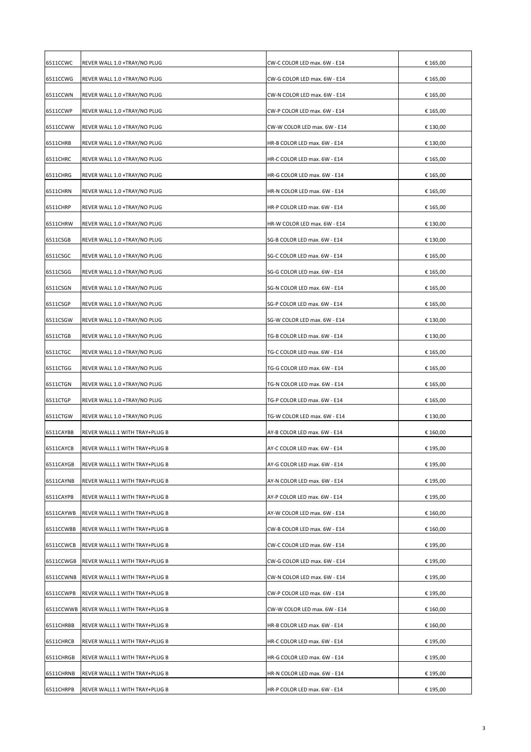| | | | |
|---|---|---|---|
| 6511CCWC | REVER WALL 1.0 +TRAY/NO PLUG | CW-C COLOR LED max. 6W - E14 | € 165,00 |
| 6511CCWG | REVER WALL 1.0 +TRAY/NO PLUG | CW-G COLOR LED max. 6W - E14 | € 165,00 |
| 6511CCWN | REVER WALL 1.0 +TRAY/NO PLUG | CW-N COLOR LED max. 6W - E14 | € 165,00 |
| 6511CCWP | REVER WALL 1.0 +TRAY/NO PLUG | CW-P COLOR LED max. 6W - E14 | € 165,00 |
| 6511CCWW | REVER WALL 1.0 +TRAY/NO PLUG | CW-W COLOR LED max. 6W - E14 | € 130,00 |
| 6511CHRB | REVER WALL 1.0 +TRAY/NO PLUG | HR-B COLOR LED max. 6W - E14 | € 130,00 |
| 6511CHRC | REVER WALL 1.0 +TRAY/NO PLUG | HR-C COLOR LED max. 6W - E14 | € 165,00 |
| 6511CHRG | REVER WALL 1.0 +TRAY/NO PLUG | HR-G COLOR LED max. 6W - E14 | € 165,00 |
| 6511CHRN | REVER WALL 1.0 +TRAY/NO PLUG | HR-N COLOR LED max. 6W - E14 | € 165,00 |
| 6511CHRP | REVER WALL 1.0 +TRAY/NO PLUG | HR-P COLOR LED max. 6W - E14 | € 165,00 |
| 6511CHRW | REVER WALL 1.0 +TRAY/NO PLUG | HR-W COLOR LED max. 6W - E14 | € 130,00 |
| 6511CSGB | REVER WALL 1.0 +TRAY/NO PLUG | SG-B COLOR LED max. 6W - E14 | € 130,00 |
| 6511CSGC | REVER WALL 1.0 +TRAY/NO PLUG | SG-C COLOR LED max. 6W - E14 | € 165,00 |
| 6511CSGG | REVER WALL 1.0 +TRAY/NO PLUG | SG-G COLOR LED max. 6W - E14 | € 165,00 |
| 6511CSGN | REVER WALL 1.0 +TRAY/NO PLUG | SG-N COLOR LED max. 6W - E14 | € 165,00 |
| 6511CSGP | REVER WALL 1.0 +TRAY/NO PLUG | SG-P COLOR LED max. 6W - E14 | € 165,00 |
| 6511CSGW | REVER WALL 1.0 +TRAY/NO PLUG | SG-W COLOR LED max. 6W - E14 | € 130,00 |
| 6511CTGB | REVER WALL 1.0 +TRAY/NO PLUG | TG-B COLOR LED max. 6W - E14 | € 130,00 |
| 6511CTGC | REVER WALL 1.0 +TRAY/NO PLUG | TG-C COLOR LED max. 6W - E14 | € 165,00 |
| 6511CTGG | REVER WALL 1.0 +TRAY/NO PLUG | TG-G COLOR LED max. 6W - E14 | € 165,00 |
| 6511CTGN | REVER WALL 1.0 +TRAY/NO PLUG | TG-N COLOR LED max. 6W - E14 | € 165,00 |
| 6511CTGP | REVER WALL 1.0 +TRAY/NO PLUG | TG-P COLOR LED max. 6W - E14 | € 165,00 |
| 6511CTGW | REVER WALL 1.0 +TRAY/NO PLUG | TG-W COLOR LED max. 6W - E14 | € 130,00 |
| 6511CAYBB | REVER WALL1.1 WITH TRAY+PLUG B | AY-B COLOR LED max. 6W - E14 | € 160,00 |
| 6511CAYCB | REVER WALL1.1 WITH TRAY+PLUG B | AY-C COLOR LED max. 6W - E14 | € 195,00 |
| 6511CAYGB | REVER WALL1.1 WITH TRAY+PLUG B | AY-G COLOR LED max. 6W - E14 | € 195,00 |
| 6511CAYNB | REVER WALL1.1 WITH TRAY+PLUG B | AY-N COLOR LED max. 6W - E14 | € 195,00 |
| 6511CAYPB | REVER WALL1.1 WITH TRAY+PLUG B | AY-P COLOR LED max. 6W - E14 | € 195,00 |
| 6511CAYWB | REVER WALL1.1 WITH TRAY+PLUG B | AY-W COLOR LED max. 6W - E14 | € 160,00 |
| 6511CCWBB | REVER WALL1.1 WITH TRAY+PLUG B | CW-B COLOR LED max. 6W - E14 | € 160,00 |
| 6511CCWCB | REVER WALL1.1 WITH TRAY+PLUG B | CW-C COLOR LED max. 6W - E14 | € 195,00 |
| 6511CCWGB | REVER WALL1.1 WITH TRAY+PLUG B | CW-G COLOR LED max. 6W - E14 | € 195,00 |
| 6511CCWNB | REVER WALL1.1 WITH TRAY+PLUG B | CW-N COLOR LED max. 6W - E14 | € 195,00 |
| 6511CCWPB | REVER WALL1.1 WITH TRAY+PLUG B | CW-P COLOR LED max. 6W - E14 | € 195,00 |
| 6511CCWWB | REVER WALL1.1 WITH TRAY+PLUG B | CW-W COLOR LED max. 6W - E14 | € 160,00 |
| 6511CHRBB | REVER WALL1.1 WITH TRAY+PLUG B | HR-B COLOR LED max. 6W - E14 | € 160,00 |
| 6511CHRCB | REVER WALL1.1 WITH TRAY+PLUG B | HR-C COLOR LED max. 6W - E14 | € 195,00 |
| 6511CHRGB | REVER WALL1.1 WITH TRAY+PLUG B | HR-G COLOR LED max. 6W - E14 | € 195,00 |
| 6511CHRNB | REVER WALL1.1 WITH TRAY+PLUG B | HR-N COLOR LED max. 6W - E14 | € 195,00 |
| 6511CHRPB | REVER WALL1.1 WITH TRAY+PLUG B | HR-P COLOR LED max. 6W - E14 | € 195,00 |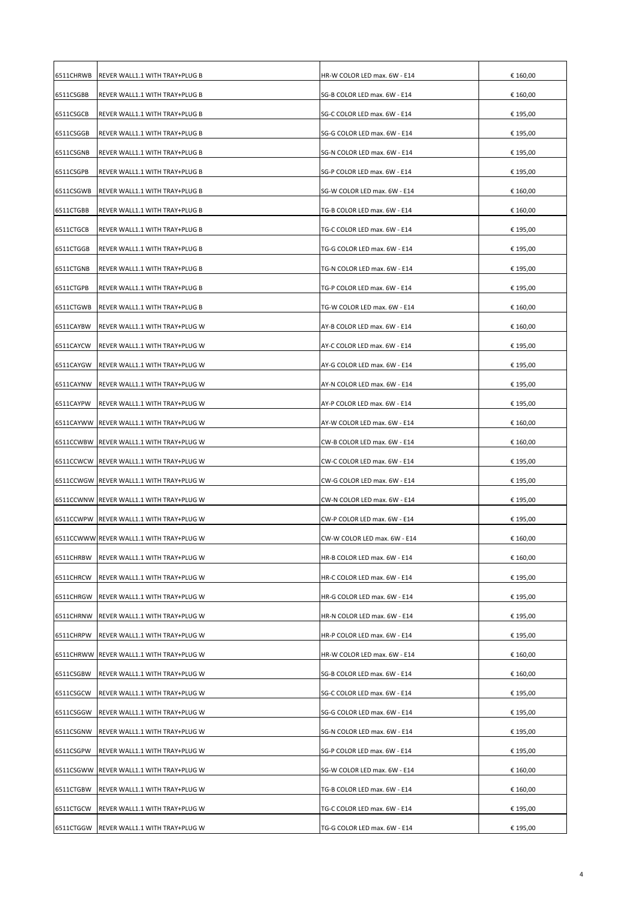| | | | |
|---|---|---|---|
| 6511CHRWB | REVER WALL1.1 WITH TRAY+PLUG B | HR-W COLOR LED max. 6W - E14 | € 160,00 |
| 6511CSGBB | REVER WALL1.1 WITH TRAY+PLUG B | SG-B COLOR LED max. 6W - E14 | € 160,00 |
| 6511CSGCB | REVER WALL1.1 WITH TRAY+PLUG B | SG-C COLOR LED max. 6W - E14 | € 195,00 |
| 6511CSGGB | REVER WALL1.1 WITH TRAY+PLUG B | SG-G COLOR LED max. 6W - E14 | € 195,00 |
| 6511CSGNB | REVER WALL1.1 WITH TRAY+PLUG B | SG-N COLOR LED max. 6W - E14 | € 195,00 |
| 6511CSGPB | REVER WALL1.1 WITH TRAY+PLUG B | SG-P COLOR LED max. 6W - E14 | € 195,00 |
| 6511CSGWB | REVER WALL1.1 WITH TRAY+PLUG B | SG-W COLOR LED max. 6W - E14 | € 160,00 |
| 6511CTGBB | REVER WALL1.1 WITH TRAY+PLUG B | TG-B COLOR LED max. 6W - E14 | € 160,00 |
| 6511CTGCB | REVER WALL1.1 WITH TRAY+PLUG B | TG-C COLOR LED max. 6W - E14 | € 195,00 |
| 6511CTGGB | REVER WALL1.1 WITH TRAY+PLUG B | TG-G COLOR LED max. 6W - E14 | € 195,00 |
| 6511CTGNB | REVER WALL1.1 WITH TRAY+PLUG B | TG-N COLOR LED max. 6W - E14 | € 195,00 |
| 6511CTGPB | REVER WALL1.1 WITH TRAY+PLUG B | TG-P COLOR LED max. 6W - E14 | € 195,00 |
| 6511CTGWB | REVER WALL1.1 WITH TRAY+PLUG B | TG-W COLOR LED max. 6W - E14 | € 160,00 |
| 6511CAYBW | REVER WALL1.1 WITH TRAY+PLUG W | AY-B COLOR LED max. 6W - E14 | € 160,00 |
| 6511CAYCW | REVER WALL1.1 WITH TRAY+PLUG W | AY-C COLOR LED max. 6W - E14 | € 195,00 |
| 6511CAYGW | REVER WALL1.1 WITH TRAY+PLUG W | AY-G COLOR LED max. 6W - E14 | € 195,00 |
| 6511CAYNW | REVER WALL1.1 WITH TRAY+PLUG W | AY-N COLOR LED max. 6W - E14 | € 195,00 |
| 6511CAYPW | REVER WALL1.1 WITH TRAY+PLUG W | AY-P COLOR LED max. 6W - E14 | € 195,00 |
| 6511CAYWW | REVER WALL1.1 WITH TRAY+PLUG W | AY-W COLOR LED max. 6W - E14 | € 160,00 |
| 6511CCWBW | REVER WALL1.1 WITH TRAY+PLUG W | CW-B COLOR LED max. 6W - E14 | € 160,00 |
| 6511CCWCW | REVER WALL1.1 WITH TRAY+PLUG W | CW-C COLOR LED max. 6W - E14 | € 195,00 |
| 6511CCWGW | REVER WALL1.1 WITH TRAY+PLUG W | CW-G COLOR LED max. 6W - E14 | € 195,00 |
| 6511CCWNW | REVER WALL1.1 WITH TRAY+PLUG W | CW-N COLOR LED max. 6W - E14 | € 195,00 |
| 6511CCWPW | REVER WALL1.1 WITH TRAY+PLUG W | CW-P COLOR LED max. 6W - E14 | € 195,00 |
| 6511CCWWW | REVER WALL1.1 WITH TRAY+PLUG W | CW-W COLOR LED max. 6W - E14 | € 160,00 |
| 6511CHRBW | REVER WALL1.1 WITH TRAY+PLUG W | HR-B COLOR LED max. 6W - E14 | € 160,00 |
| 6511CHRCW | REVER WALL1.1 WITH TRAY+PLUG W | HR-C COLOR LED max. 6W - E14 | € 195,00 |
| 6511CHRGW | REVER WALL1.1 WITH TRAY+PLUG W | HR-G COLOR LED max. 6W - E14 | € 195,00 |
| 6511CHRNW | REVER WALL1.1 WITH TRAY+PLUG W | HR-N COLOR LED max. 6W - E14 | € 195,00 |
| 6511CHRPW | REVER WALL1.1 WITH TRAY+PLUG W | HR-P COLOR LED max. 6W - E14 | € 195,00 |
| 6511CHRWW | REVER WALL1.1 WITH TRAY+PLUG W | HR-W COLOR LED max. 6W - E14 | € 160,00 |
| 6511CSGBW | REVER WALL1.1 WITH TRAY+PLUG W | SG-B COLOR LED max. 6W - E14 | € 160,00 |
| 6511CSGCW | REVER WALL1.1 WITH TRAY+PLUG W | SG-C COLOR LED max. 6W - E14 | € 195,00 |
| 6511CSGGW | REVER WALL1.1 WITH TRAY+PLUG W | SG-G COLOR LED max. 6W - E14 | € 195,00 |
| 6511CSGNW | REVER WALL1.1 WITH TRAY+PLUG W | SG-N COLOR LED max. 6W - E14 | € 195,00 |
| 6511CSGPW | REVER WALL1.1 WITH TRAY+PLUG W | SG-P COLOR LED max. 6W - E14 | € 195,00 |
| 6511CSGWW | REVER WALL1.1 WITH TRAY+PLUG W | SG-W COLOR LED max. 6W - E14 | € 160,00 |
| 6511CTGBW | REVER WALL1.1 WITH TRAY+PLUG W | TG-B COLOR LED max. 6W - E14 | € 160,00 |
| 6511CTGCW | REVER WALL1.1 WITH TRAY+PLUG W | TG-C COLOR LED max. 6W - E14 | € 195,00 |
| 6511CTGGW | REVER WALL1.1 WITH TRAY+PLUG W | TG-G COLOR LED max. 6W - E14 | € 195,00 |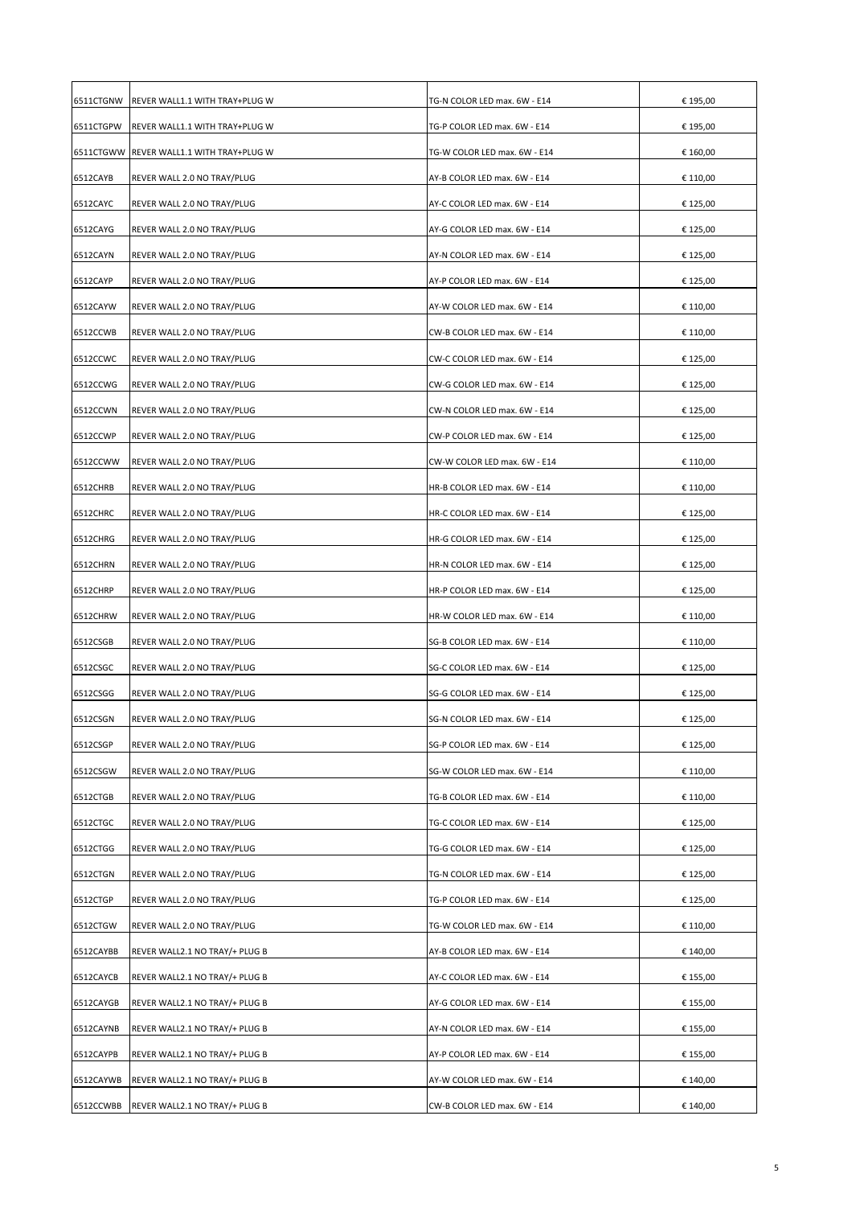| | | | |
|---|---|---|---|
| 6511CTGNW | REVER WALL1.1 WITH TRAY+PLUG W | TG-N COLOR LED max. 6W - E14 | € 195,00 |
| 6511CTGPW | REVER WALL1.1 WITH TRAY+PLUG W | TG-P COLOR LED max. 6W - E14 | € 195,00 |
| 6511CTGWW | REVER WALL1.1 WITH TRAY+PLUG W | TG-W COLOR LED max. 6W - E14 | € 160,00 |
| 6512CAYB | REVER WALL 2.0 NO TRAY/PLUG | AY-B COLOR LED max. 6W - E14 | € 110,00 |
| 6512CAYC | REVER WALL 2.0 NO TRAY/PLUG | AY-C COLOR LED max. 6W - E14 | € 125,00 |
| 6512CAYG | REVER WALL 2.0 NO TRAY/PLUG | AY-G COLOR LED max. 6W - E14 | € 125,00 |
| 6512CAYN | REVER WALL 2.0 NO TRAY/PLUG | AY-N COLOR LED max. 6W - E14 | € 125,00 |
| 6512CAYP | REVER WALL 2.0 NO TRAY/PLUG | AY-P COLOR LED max. 6W - E14 | € 125,00 |
| 6512CAYW | REVER WALL 2.0 NO TRAY/PLUG | AY-W COLOR LED max. 6W - E14 | € 110,00 |
| 6512CCWB | REVER WALL 2.0 NO TRAY/PLUG | CW-B COLOR LED max. 6W - E14 | € 110,00 |
| 6512CCWC | REVER WALL 2.0 NO TRAY/PLUG | CW-C COLOR LED max. 6W - E14 | € 125,00 |
| 6512CCWG | REVER WALL 2.0 NO TRAY/PLUG | CW-G COLOR LED max. 6W - E14 | € 125,00 |
| 6512CCWN | REVER WALL 2.0 NO TRAY/PLUG | CW-N COLOR LED max. 6W - E14 | € 125,00 |
| 6512CCWP | REVER WALL 2.0 NO TRAY/PLUG | CW-P COLOR LED max. 6W - E14 | € 125,00 |
| 6512CCWW | REVER WALL 2.0 NO TRAY/PLUG | CW-W COLOR LED max. 6W - E14 | € 110,00 |
| 6512CHRB | REVER WALL 2.0 NO TRAY/PLUG | HR-B COLOR LED max. 6W - E14 | € 110,00 |
| 6512CHRC | REVER WALL 2.0 NO TRAY/PLUG | HR-C COLOR LED max. 6W - E14 | € 125,00 |
| 6512CHRG | REVER WALL 2.0 NO TRAY/PLUG | HR-G COLOR LED max. 6W - E14 | € 125,00 |
| 6512CHRN | REVER WALL 2.0 NO TRAY/PLUG | HR-N COLOR LED max. 6W - E14 | € 125,00 |
| 6512CHRP | REVER WALL 2.0 NO TRAY/PLUG | HR-P COLOR LED max. 6W - E14 | € 125,00 |
| 6512CHRW | REVER WALL 2.0 NO TRAY/PLUG | HR-W COLOR LED max. 6W - E14 | € 110,00 |
| 6512CSGB | REVER WALL 2.0 NO TRAY/PLUG | SG-B COLOR LED max. 6W - E14 | € 110,00 |
| 6512CSGC | REVER WALL 2.0 NO TRAY/PLUG | SG-C COLOR LED max. 6W - E14 | € 125,00 |
| 6512CSGG | REVER WALL 2.0 NO TRAY/PLUG | SG-G COLOR LED max. 6W - E14 | € 125,00 |
| 6512CSGN | REVER WALL 2.0 NO TRAY/PLUG | SG-N COLOR LED max. 6W - E14 | € 125,00 |
| 6512CSGP | REVER WALL 2.0 NO TRAY/PLUG | SG-P COLOR LED max. 6W - E14 | € 125,00 |
| 6512CSGW | REVER WALL 2.0 NO TRAY/PLUG | SG-W COLOR LED max. 6W - E14 | € 110,00 |
| 6512CTGB | REVER WALL 2.0 NO TRAY/PLUG | TG-B COLOR LED max. 6W - E14 | € 110,00 |
| 6512CTGC | REVER WALL 2.0 NO TRAY/PLUG | TG-C COLOR LED max. 6W - E14 | € 125,00 |
| 6512CTGG | REVER WALL 2.0 NO TRAY/PLUG | TG-G COLOR LED max. 6W - E14 | € 125,00 |
| 6512CTGN | REVER WALL 2.0 NO TRAY/PLUG | TG-N COLOR LED max. 6W - E14 | € 125,00 |
| 6512CTGP | REVER WALL 2.0 NO TRAY/PLUG | TG-P COLOR LED max. 6W - E14 | € 125,00 |
| 6512CTGW | REVER WALL 2.0 NO TRAY/PLUG | TG-W COLOR LED max. 6W - E14 | € 110,00 |
| 6512CAYBB | REVER WALL2.1 NO TRAY/+ PLUG B | AY-B COLOR LED max. 6W - E14 | € 140,00 |
| 6512CAYCB | REVER WALL2.1 NO TRAY/+ PLUG B | AY-C COLOR LED max. 6W - E14 | € 155,00 |
| 6512CAYGB | REVER WALL2.1 NO TRAY/+ PLUG B | AY-G COLOR LED max. 6W - E14 | € 155,00 |
| 6512CAYNB | REVER WALL2.1 NO TRAY/+ PLUG B | AY-N COLOR LED max. 6W - E14 | € 155,00 |
| 6512CAYPB | REVER WALL2.1 NO TRAY/+ PLUG B | AY-P COLOR LED max. 6W - E14 | € 155,00 |
| 6512CAYWB | REVER WALL2.1 NO TRAY/+ PLUG B | AY-W COLOR LED max. 6W - E14 | € 140,00 |
| 6512CCWBB | REVER WALL2.1 NO TRAY/+ PLUG B | CW-B COLOR LED max. 6W - E14 | € 140,00 |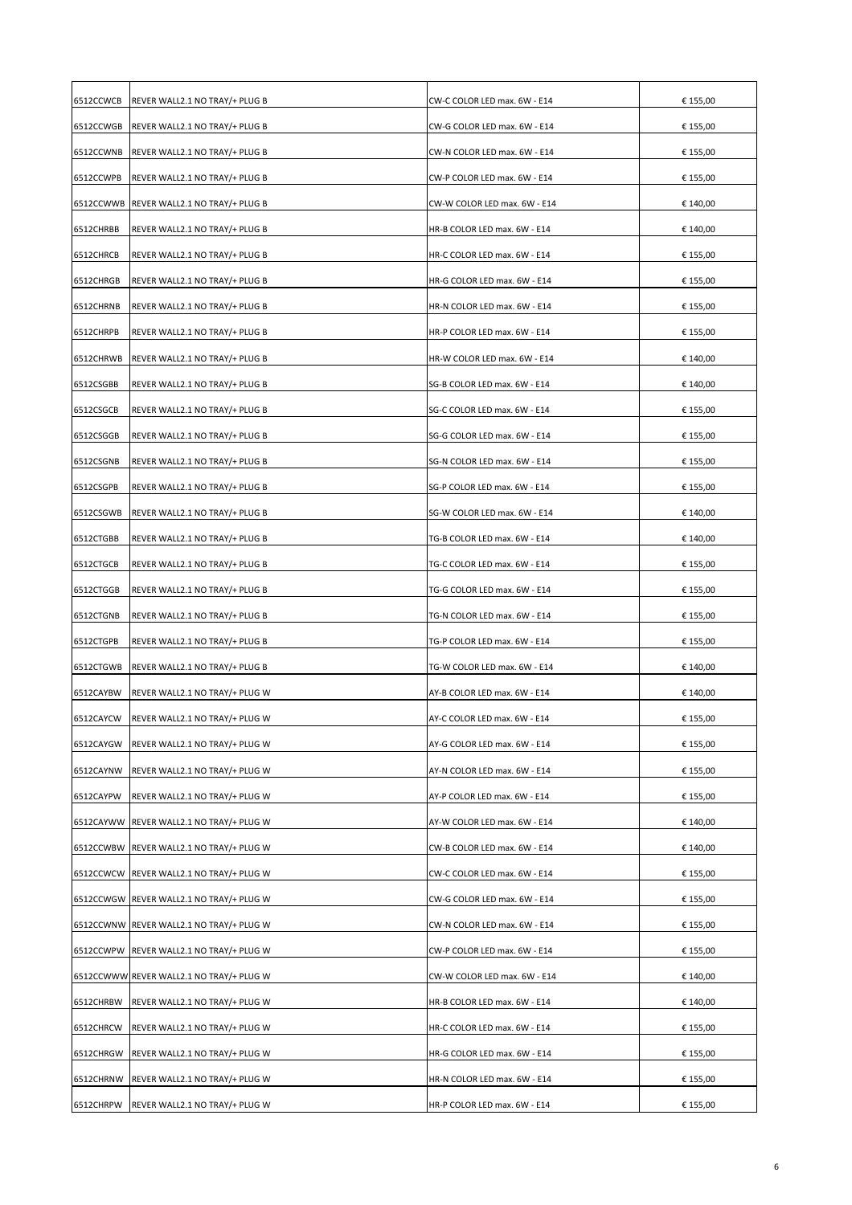| | | | |
|---|---|---|---|
| 6512CCWCB | REVER WALL2.1 NO TRAY/+ PLUG B | CW-C COLOR LED max. 6W - E14 | € 155,00 |
| 6512CCWGB | REVER WALL2.1 NO TRAY/+ PLUG B | CW-G COLOR LED max. 6W - E14 | € 155,00 |
| 6512CCWNB | REVER WALL2.1 NO TRAY/+ PLUG B | CW-N COLOR LED max. 6W - E14 | € 155,00 |
| 6512CCWPB | REVER WALL2.1 NO TRAY/+ PLUG B | CW-P COLOR LED max. 6W - E14 | € 155,00 |
| 6512CCWWB | REVER WALL2.1 NO TRAY/+ PLUG B | CW-W COLOR LED max. 6W - E14 | € 140,00 |
| 6512CHRBB | REVER WALL2.1 NO TRAY/+ PLUG B | HR-B COLOR LED max. 6W - E14 | € 140,00 |
| 6512CHRCB | REVER WALL2.1 NO TRAY/+ PLUG B | HR-C COLOR LED max. 6W - E14 | € 155,00 |
| 6512CHRGB | REVER WALL2.1 NO TRAY/+ PLUG B | HR-G COLOR LED max. 6W - E14 | € 155,00 |
| 6512CHRNB | REVER WALL2.1 NO TRAY/+ PLUG B | HR-N COLOR LED max. 6W - E14 | € 155,00 |
| 6512CHRPB | REVER WALL2.1 NO TRAY/+ PLUG B | HR-P COLOR LED max. 6W - E14 | € 155,00 |
| 6512CHRWB | REVER WALL2.1 NO TRAY/+ PLUG B | HR-W COLOR LED max. 6W - E14 | € 140,00 |
| 6512CSGBB | REVER WALL2.1 NO TRAY/+ PLUG B | SG-B COLOR LED max. 6W - E14 | € 140,00 |
| 6512CSGCB | REVER WALL2.1 NO TRAY/+ PLUG B | SG-C COLOR LED max. 6W - E14 | € 155,00 |
| 6512CSGGB | REVER WALL2.1 NO TRAY/+ PLUG B | SG-G COLOR LED max. 6W - E14 | € 155,00 |
| 6512CSGNB | REVER WALL2.1 NO TRAY/+ PLUG B | SG-N COLOR LED max. 6W - E14 | € 155,00 |
| 6512CSGPB | REVER WALL2.1 NO TRAY/+ PLUG B | SG-P COLOR LED max. 6W - E14 | € 155,00 |
| 6512CSGWB | REVER WALL2.1 NO TRAY/+ PLUG B | SG-W COLOR LED max. 6W - E14 | € 140,00 |
| 6512CTGBB | REVER WALL2.1 NO TRAY/+ PLUG B | TG-B COLOR LED max. 6W - E14 | € 140,00 |
| 6512CTGCB | REVER WALL2.1 NO TRAY/+ PLUG B | TG-C COLOR LED max. 6W - E14 | € 155,00 |
| 6512CTGGB | REVER WALL2.1 NO TRAY/+ PLUG B | TG-G COLOR LED max. 6W - E14 | € 155,00 |
| 6512CTGNB | REVER WALL2.1 NO TRAY/+ PLUG B | TG-N COLOR LED max. 6W - E14 | € 155,00 |
| 6512CTGPB | REVER WALL2.1 NO TRAY/+ PLUG B | TG-P COLOR LED max. 6W - E14 | € 155,00 |
| 6512CTGWB | REVER WALL2.1 NO TRAY/+ PLUG B | TG-W COLOR LED max. 6W - E14 | € 140,00 |
| 6512CAYBW | REVER WALL2.1 NO TRAY/+ PLUG W | AY-B COLOR LED max. 6W - E14 | € 140,00 |
| 6512CAYCW | REVER WALL2.1 NO TRAY/+ PLUG W | AY-C COLOR LED max. 6W - E14 | € 155,00 |
| 6512CAYGW | REVER WALL2.1 NO TRAY/+ PLUG W | AY-G COLOR LED max. 6W - E14 | € 155,00 |
| 6512CAYNW | REVER WALL2.1 NO TRAY/+ PLUG W | AY-N COLOR LED max. 6W - E14 | € 155,00 |
| 6512CAYPW | REVER WALL2.1 NO TRAY/+ PLUG W | AY-P COLOR LED max. 6W - E14 | € 155,00 |
| 6512CAYWW | REVER WALL2.1 NO TRAY/+ PLUG W | AY-W COLOR LED max. 6W - E14 | € 140,00 |
| 6512CCWBW | REVER WALL2.1 NO TRAY/+ PLUG W | CW-B COLOR LED max. 6W - E14 | € 140,00 |
| 6512CCWCW | REVER WALL2.1 NO TRAY/+ PLUG W | CW-C COLOR LED max. 6W - E14 | € 155,00 |
| 6512CCWGW | REVER WALL2.1 NO TRAY/+ PLUG W | CW-G COLOR LED max. 6W - E14 | € 155,00 |
| 6512CCWNW | REVER WALL2.1 NO TRAY/+ PLUG W | CW-N COLOR LED max. 6W - E14 | € 155,00 |
| 6512CCWPW | REVER WALL2.1 NO TRAY/+ PLUG W | CW-P COLOR LED max. 6W - E14 | € 155,00 |
| 6512CCWWW | REVER WALL2.1 NO TRAY/+ PLUG W | CW-W COLOR LED max. 6W - E14 | € 140,00 |
| 6512CHRBW | REVER WALL2.1 NO TRAY/+ PLUG W | HR-B COLOR LED max. 6W - E14 | € 140,00 |
| 6512CHRCW | REVER WALL2.1 NO TRAY/+ PLUG W | HR-C COLOR LED max. 6W - E14 | € 155,00 |
| 6512CHRGW | REVER WALL2.1 NO TRAY/+ PLUG W | HR-G COLOR LED max. 6W - E14 | € 155,00 |
| 6512CHRNW | REVER WALL2.1 NO TRAY/+ PLUG W | HR-N COLOR LED max. 6W - E14 | € 155,00 |
| 6512CHRPW | REVER WALL2.1 NO TRAY/+ PLUG W | HR-P COLOR LED max. 6W - E14 | € 155,00 |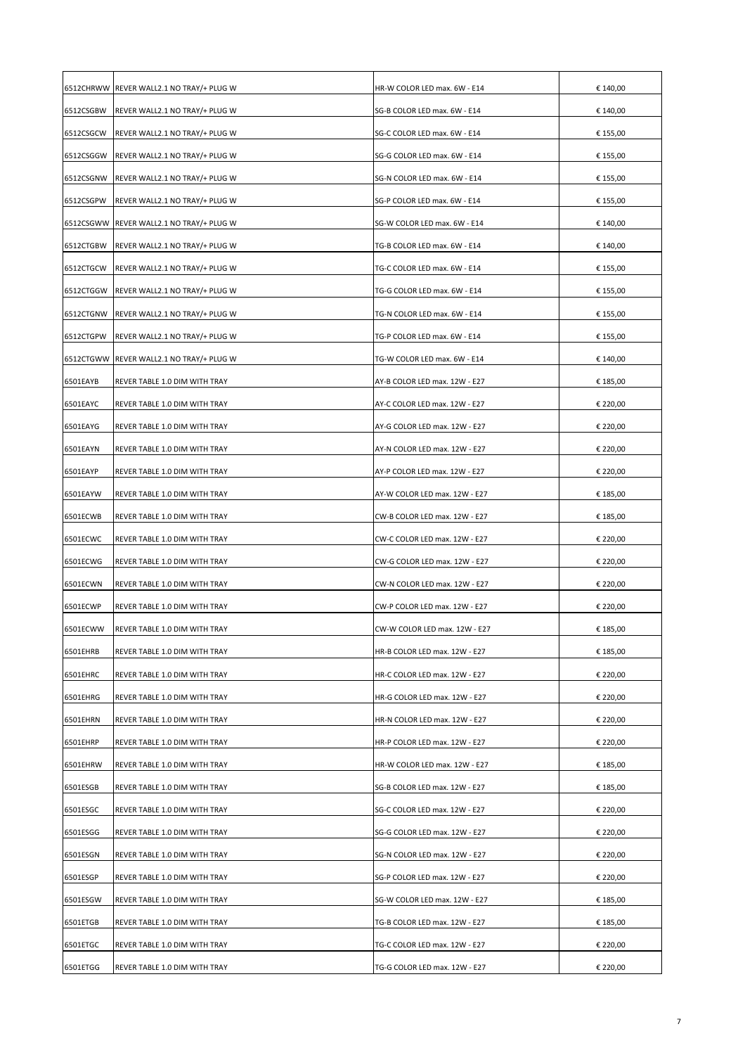| | | | |
|---|---|---|---|
| 6512CHRWW | REVER WALL2.1 NO TRAY/+ PLUG W | HR-W COLOR LED max. 6W - E14 | € 140,00 |
| 6512CSGBW | REVER WALL2.1 NO TRAY/+ PLUG W | SG-B COLOR LED max. 6W - E14 | € 140,00 |
| 6512CSGCW | REVER WALL2.1 NO TRAY/+ PLUG W | SG-C COLOR LED max. 6W - E14 | € 155,00 |
| 6512CSGGW | REVER WALL2.1 NO TRAY/+ PLUG W | SG-G COLOR LED max. 6W - E14 | € 155,00 |
| 6512CSGNW | REVER WALL2.1 NO TRAY/+ PLUG W | SG-N COLOR LED max. 6W - E14 | € 155,00 |
| 6512CSGPW | REVER WALL2.1 NO TRAY/+ PLUG W | SG-P COLOR LED max. 6W - E14 | € 155,00 |
| 6512CSGWW | REVER WALL2.1 NO TRAY/+ PLUG W | SG-W COLOR LED max. 6W - E14 | € 140,00 |
| 6512CTGBW | REVER WALL2.1 NO TRAY/+ PLUG W | TG-B COLOR LED max. 6W - E14 | € 140,00 |
| 6512CTGCW | REVER WALL2.1 NO TRAY/+ PLUG W | TG-C COLOR LED max. 6W - E14 | € 155,00 |
| 6512CTGGW | REVER WALL2.1 NO TRAY/+ PLUG W | TG-G COLOR LED max. 6W - E14 | € 155,00 |
| 6512CTGNW | REVER WALL2.1 NO TRAY/+ PLUG W | TG-N COLOR LED max. 6W - E14 | € 155,00 |
| 6512CTGPW | REVER WALL2.1 NO TRAY/+ PLUG W | TG-P COLOR LED max. 6W - E14 | € 155,00 |
| 6512CTGWW | REVER WALL2.1 NO TRAY/+ PLUG W | TG-W COLOR LED max. 6W - E14 | € 140,00 |
| 6501EAYB | REVER TABLE 1.0 DIM WITH TRAY | AY-B COLOR LED max. 12W - E27 | € 185,00 |
| 6501EAYC | REVER TABLE 1.0 DIM WITH TRAY | AY-C COLOR LED max. 12W - E27 | € 220,00 |
| 6501EAYG | REVER TABLE 1.0 DIM WITH TRAY | AY-G COLOR LED max. 12W - E27 | € 220,00 |
| 6501EAYN | REVER TABLE 1.0 DIM WITH TRAY | AY-N COLOR LED max. 12W - E27 | € 220,00 |
| 6501EAYP | REVER TABLE 1.0 DIM WITH TRAY | AY-P COLOR LED max. 12W - E27 | € 220,00 |
| 6501EAYW | REVER TABLE 1.0 DIM WITH TRAY | AY-W COLOR LED max. 12W - E27 | € 185,00 |
| 6501ECWB | REVER TABLE 1.0 DIM WITH TRAY | CW-B COLOR LED max. 12W - E27 | € 185,00 |
| 6501ECWC | REVER TABLE 1.0 DIM WITH TRAY | CW-C COLOR LED max. 12W - E27 | € 220,00 |
| 6501ECWG | REVER TABLE 1.0 DIM WITH TRAY | CW-G COLOR LED max. 12W - E27 | € 220,00 |
| 6501ECWN | REVER TABLE 1.0 DIM WITH TRAY | CW-N COLOR LED max. 12W - E27 | € 220,00 |
| 6501ECWP | REVER TABLE 1.0 DIM WITH TRAY | CW-P COLOR LED max. 12W - E27 | € 220,00 |
| 6501ECWW | REVER TABLE 1.0 DIM WITH TRAY | CW-W COLOR LED max. 12W - E27 | € 185,00 |
| 6501EHRB | REVER TABLE 1.0 DIM WITH TRAY | HR-B COLOR LED max. 12W - E27 | € 185,00 |
| 6501EHRC | REVER TABLE 1.0 DIM WITH TRAY | HR-C COLOR LED max. 12W - E27 | € 220,00 |
| 6501EHRG | REVER TABLE 1.0 DIM WITH TRAY | HR-G COLOR LED max. 12W - E27 | € 220,00 |
| 6501EHRN | REVER TABLE 1.0 DIM WITH TRAY | HR-N COLOR LED max. 12W - E27 | € 220,00 |
| 6501EHRP | REVER TABLE 1.0 DIM WITH TRAY | HR-P COLOR LED max. 12W - E27 | € 220,00 |
| 6501EHRW | REVER TABLE 1.0 DIM WITH TRAY | HR-W COLOR LED max. 12W - E27 | € 185,00 |
| 6501ESGB | REVER TABLE 1.0 DIM WITH TRAY | SG-B COLOR LED max. 12W - E27 | € 185,00 |
| 6501ESGC | REVER TABLE 1.0 DIM WITH TRAY | SG-C COLOR LED max. 12W - E27 | € 220,00 |
| 6501ESGG | REVER TABLE 1.0 DIM WITH TRAY | SG-G COLOR LED max. 12W - E27 | € 220,00 |
| 6501ESGN | REVER TABLE 1.0 DIM WITH TRAY | SG-N COLOR LED max. 12W - E27 | € 220,00 |
| 6501ESGP | REVER TABLE 1.0 DIM WITH TRAY | SG-P COLOR LED max. 12W - E27 | € 220,00 |
| 6501ESGW | REVER TABLE 1.0 DIM WITH TRAY | SG-W COLOR LED max. 12W - E27 | € 185,00 |
| 6501ETGB | REVER TABLE 1.0 DIM WITH TRAY | TG-B COLOR LED max. 12W - E27 | € 185,00 |
| 6501ETGC | REVER TABLE 1.0 DIM WITH TRAY | TG-C COLOR LED max. 12W - E27 | € 220,00 |
| 6501ETGG | REVER TABLE 1.0 DIM WITH TRAY | TG-G COLOR LED max. 12W - E27 | € 220,00 |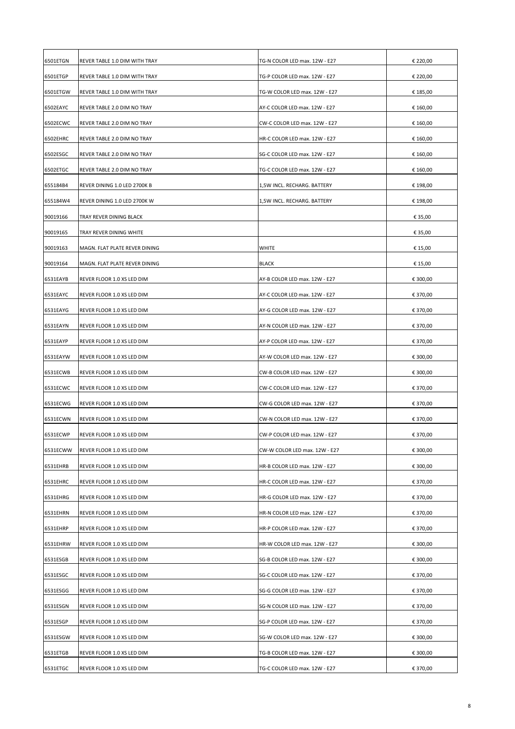| | | | |
|---|---|---|---|
| 6501ETGN | REVER TABLE 1.0 DIM WITH TRAY | TG-N COLOR LED max. 12W - E27 | € 220,00 |
| 6501ETGP | REVER TABLE 1.0 DIM WITH TRAY | TG-P COLOR LED max. 12W - E27 | € 220,00 |
| 6501ETGW | REVER TABLE 1.0 DIM WITH TRAY | TG-W COLOR LED max. 12W - E27 | € 185,00 |
| 6502EAYC | REVER TABLE 2.0 DIM NO TRAY | AY-C COLOR LED max. 12W - E27 | € 160,00 |
| 6502ECWC | REVER TABLE 2.0 DIM NO TRAY | CW-C COLOR LED max. 12W - E27 | € 160,00 |
| 6502EHRC | REVER TABLE 2.0 DIM NO TRAY | HR-C COLOR LED max. 12W - E27 | € 160,00 |
| 6502ESGC | REVER TABLE 2.0 DIM NO TRAY | SG-C COLOR LED max. 12W - E27 | € 160,00 |
| 6502ETGC | REVER TABLE 2.0 DIM NO TRAY | TG-C COLOR LED max. 12W - E27 | € 160,00 |
| 655184B4 | REVER DINING 1.0 LED 2700K B | 1,5W INCL. RECHARG. BATTERY | € 198,00 |
| 655184W4 | REVER DINING 1.0 LED 2700K W | 1,5W INCL. RECHARG. BATTERY | € 198,00 |
| 90019166 | TRAY REVER DINING BLACK | | € 35,00 |
| 90019165 | TRAY REVER DINING WHITE | | € 35,00 |
| 90019163 | MAGN. FLAT PLATE REVER DINING | WHITE | € 15,00 |
| 90019164 | MAGN. FLAT PLATE REVER DINING | BLACK | € 15,00 |
| 6531EAYB | REVER FLOOR 1.0 XS LED DIM | AY-B COLOR LED max. 12W - E27 | € 300,00 |
| 6531EAYC | REVER FLOOR 1.0 XS LED DIM | AY-C COLOR LED max. 12W - E27 | € 370,00 |
| 6531EAYG | REVER FLOOR 1.0 XS LED DIM | AY-G COLOR LED max. 12W - E27 | € 370,00 |
| 6531EAYN | REVER FLOOR 1.0 XS LED DIM | AY-N COLOR LED max. 12W - E27 | € 370,00 |
| 6531EAYP | REVER FLOOR 1.0 XS LED DIM | AY-P COLOR LED max. 12W - E27 | € 370,00 |
| 6531EAYW | REVER FLOOR 1.0 XS LED DIM | AY-W COLOR LED max. 12W - E27 | € 300,00 |
| 6531ECWB | REVER FLOOR 1.0 XS LED DIM | CW-B COLOR LED max. 12W - E27 | € 300,00 |
| 6531ECWC | REVER FLOOR 1.0 XS LED DIM | CW-C COLOR LED max. 12W - E27 | € 370,00 |
| 6531ECWG | REVER FLOOR 1.0 XS LED DIM | CW-G COLOR LED max. 12W - E27 | € 370,00 |
| 6531ECWN | REVER FLOOR 1.0 XS LED DIM | CW-N COLOR LED max. 12W - E27 | € 370,00 |
| 6531ECWP | REVER FLOOR 1.0 XS LED DIM | CW-P COLOR LED max. 12W - E27 | € 370,00 |
| 6531ECWW | REVER FLOOR 1.0 XS LED DIM | CW-W COLOR LED max. 12W - E27 | € 300,00 |
| 6531EHRB | REVER FLOOR 1.0 XS LED DIM | HR-B COLOR LED max. 12W - E27 | € 300,00 |
| 6531EHRC | REVER FLOOR 1.0 XS LED DIM | HR-C COLOR LED max. 12W - E27 | € 370,00 |
| 6531EHRG | REVER FLOOR 1.0 XS LED DIM | HR-G COLOR LED max. 12W - E27 | € 370,00 |
| 6531EHRN | REVER FLOOR 1.0 XS LED DIM | HR-N COLOR LED max. 12W - E27 | € 370,00 |
| 6531EHRP | REVER FLOOR 1.0 XS LED DIM | HR-P COLOR LED max. 12W - E27 | € 370,00 |
| 6531EHRW | REVER FLOOR 1.0 XS LED DIM | HR-W COLOR LED max. 12W - E27 | € 300,00 |
| 6531ESGB | REVER FLOOR 1.0 XS LED DIM | SG-B COLOR LED max. 12W - E27 | € 300,00 |
| 6531ESGC | REVER FLOOR 1.0 XS LED DIM | SG-C COLOR LED max. 12W - E27 | € 370,00 |
| 6531ESGG | REVER FLOOR 1.0 XS LED DIM | SG-G COLOR LED max. 12W - E27 | € 370,00 |
| 6531ESGN | REVER FLOOR 1.0 XS LED DIM | SG-N COLOR LED max. 12W - E27 | € 370,00 |
| 6531ESGP | REVER FLOOR 1.0 XS LED DIM | SG-P COLOR LED max. 12W - E27 | € 370,00 |
| 6531ESGW | REVER FLOOR 1.0 XS LED DIM | SG-W COLOR LED max. 12W - E27 | € 300,00 |
| 6531ETGB | REVER FLOOR 1.0 XS LED DIM | TG-B COLOR LED max. 12W - E27 | € 300,00 |
| 6531ETGC | REVER FLOOR 1.0 XS LED DIM | TG-C COLOR LED max. 12W - E27 | € 370,00 |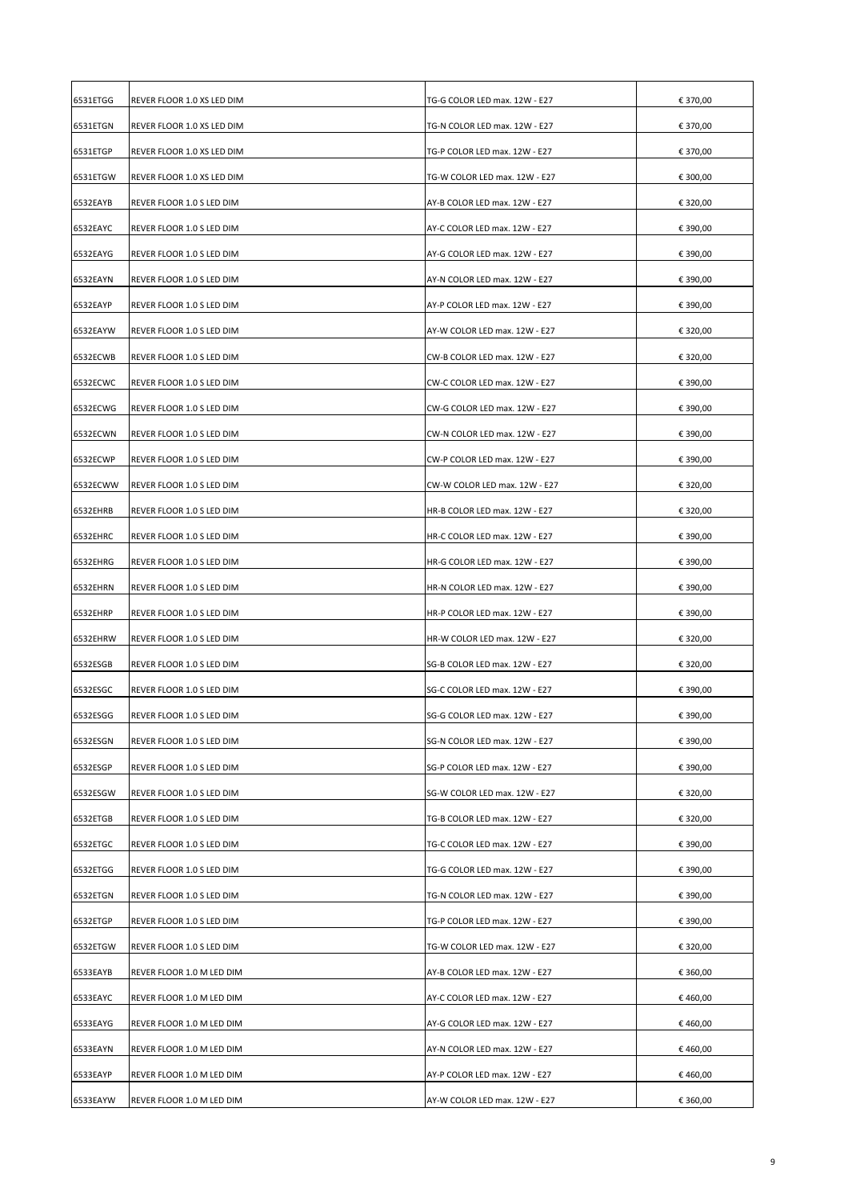| | | | |
|---|---|---|---|
| 6531ETGG | REVER FLOOR 1.0 XS LED DIM | TG-G COLOR LED max. 12W - E27 | € 370,00 |
| 6531ETGN | REVER FLOOR 1.0 XS LED DIM | TG-N COLOR LED max. 12W - E27 | € 370,00 |
| 6531ETGP | REVER FLOOR 1.0 XS LED DIM | TG-P COLOR LED max. 12W - E27 | € 370,00 |
| 6531ETGW | REVER FLOOR 1.0 XS LED DIM | TG-W COLOR LED max. 12W - E27 | € 300,00 |
| 6532EAYB | REVER FLOOR 1.0 S LED DIM | AY-B COLOR LED max. 12W - E27 | € 320,00 |
| 6532EAYC | REVER FLOOR 1.0 S LED DIM | AY-C COLOR LED max. 12W - E27 | € 390,00 |
| 6532EAYG | REVER FLOOR 1.0 S LED DIM | AY-G COLOR LED max. 12W - E27 | € 390,00 |
| 6532EAYN | REVER FLOOR 1.0 S LED DIM | AY-N COLOR LED max. 12W - E27 | € 390,00 |
| 6532EAYP | REVER FLOOR 1.0 S LED DIM | AY-P COLOR LED max. 12W - E27 | € 390,00 |
| 6532EAYW | REVER FLOOR 1.0 S LED DIM | AY-W COLOR LED max. 12W - E27 | € 320,00 |
| 6532ECWB | REVER FLOOR 1.0 S LED DIM | CW-B COLOR LED max. 12W - E27 | € 320,00 |
| 6532ECWC | REVER FLOOR 1.0 S LED DIM | CW-C COLOR LED max. 12W - E27 | € 390,00 |
| 6532ECWG | REVER FLOOR 1.0 S LED DIM | CW-G COLOR LED max. 12W - E27 | € 390,00 |
| 6532ECWN | REVER FLOOR 1.0 S LED DIM | CW-N COLOR LED max. 12W - E27 | € 390,00 |
| 6532ECWP | REVER FLOOR 1.0 S LED DIM | CW-P COLOR LED max. 12W - E27 | € 390,00 |
| 6532ECWW | REVER FLOOR 1.0 S LED DIM | CW-W COLOR LED max. 12W - E27 | € 320,00 |
| 6532EHRB | REVER FLOOR 1.0 S LED DIM | HR-B COLOR LED max. 12W - E27 | € 320,00 |
| 6532EHRC | REVER FLOOR 1.0 S LED DIM | HR-C COLOR LED max. 12W - E27 | € 390,00 |
| 6532EHRG | REVER FLOOR 1.0 S LED DIM | HR-G COLOR LED max. 12W - E27 | € 390,00 |
| 6532EHRN | REVER FLOOR 1.0 S LED DIM | HR-N COLOR LED max. 12W - E27 | € 390,00 |
| 6532EHRP | REVER FLOOR 1.0 S LED DIM | HR-P COLOR LED max. 12W - E27 | € 390,00 |
| 6532EHRW | REVER FLOOR 1.0 S LED DIM | HR-W COLOR LED max. 12W - E27 | € 320,00 |
| 6532ESGB | REVER FLOOR 1.0 S LED DIM | SG-B COLOR LED max. 12W - E27 | € 320,00 |
| 6532ESGC | REVER FLOOR 1.0 S LED DIM | SG-C COLOR LED max. 12W - E27 | € 390,00 |
| 6532ESGG | REVER FLOOR 1.0 S LED DIM | SG-G COLOR LED max. 12W - E27 | € 390,00 |
| 6532ESGN | REVER FLOOR 1.0 S LED DIM | SG-N COLOR LED max. 12W - E27 | € 390,00 |
| 6532ESGP | REVER FLOOR 1.0 S LED DIM | SG-P COLOR LED max. 12W - E27 | € 390,00 |
| 6532ESGW | REVER FLOOR 1.0 S LED DIM | SG-W COLOR LED max. 12W - E27 | € 320,00 |
| 6532ETGB | REVER FLOOR 1.0 S LED DIM | TG-B COLOR LED max. 12W - E27 | € 320,00 |
| 6532ETGC | REVER FLOOR 1.0 S LED DIM | TG-C COLOR LED max. 12W - E27 | € 390,00 |
| 6532ETGG | REVER FLOOR 1.0 S LED DIM | TG-G COLOR LED max. 12W - E27 | € 390,00 |
| 6532ETGN | REVER FLOOR 1.0 S LED DIM | TG-N COLOR LED max. 12W - E27 | € 390,00 |
| 6532ETGP | REVER FLOOR 1.0 S LED DIM | TG-P COLOR LED max. 12W - E27 | € 390,00 |
| 6532ETGW | REVER FLOOR 1.0 S LED DIM | TG-W COLOR LED max. 12W - E27 | € 320,00 |
| 6533EAYB | REVER FLOOR 1.0 M LED DIM | AY-B COLOR LED max. 12W - E27 | € 360,00 |
| 6533EAYC | REVER FLOOR 1.0 M LED DIM | AY-C COLOR LED max. 12W - E27 | € 460,00 |
| 6533EAYG | REVER FLOOR 1.0 M LED DIM | AY-G COLOR LED max. 12W - E27 | € 460,00 |
| 6533EAYN | REVER FLOOR 1.0 M LED DIM | AY-N COLOR LED max. 12W - E27 | € 460,00 |
| 6533EAYP | REVER FLOOR 1.0 M LED DIM | AY-P COLOR LED max. 12W - E27 | € 460,00 |
| 6533EAYW | REVER FLOOR 1.0 M LED DIM | AY-W COLOR LED max. 12W - E27 | € 360,00 |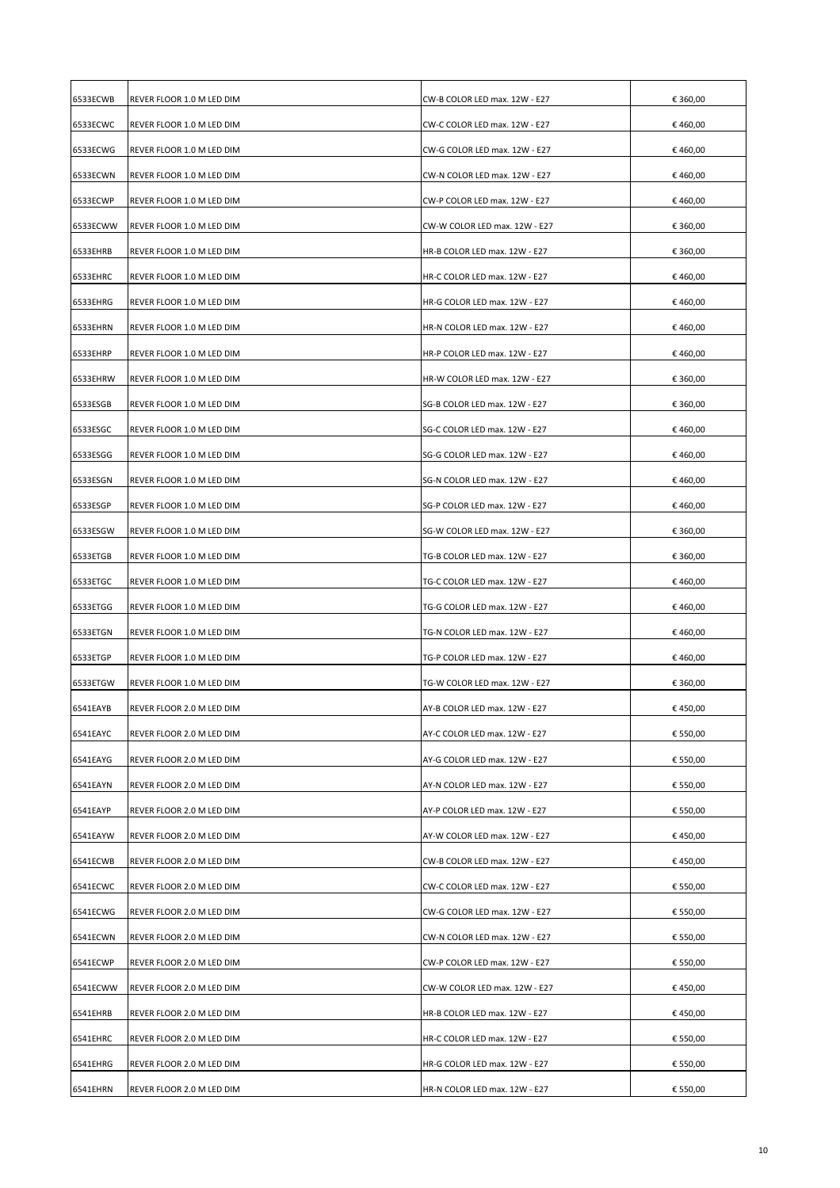| | | | |
|---|---|---|---|
| 6533ECWB | REVER FLOOR 1.0 M LED DIM | CW-B COLOR LED max. 12W - E27 | € 360,00 |
| 6533ECWC | REVER FLOOR 1.0 M LED DIM | CW-C COLOR LED max. 12W - E27 | € 460,00 |
| 6533ECWG | REVER FLOOR 1.0 M LED DIM | CW-G COLOR LED max. 12W - E27 | € 460,00 |
| 6533ECWN | REVER FLOOR 1.0 M LED DIM | CW-N COLOR LED max. 12W - E27 | € 460,00 |
| 6533ECWP | REVER FLOOR 1.0 M LED DIM | CW-P COLOR LED max. 12W - E27 | € 460,00 |
| 6533ECWW | REVER FLOOR 1.0 M LED DIM | CW-W COLOR LED max. 12W - E27 | € 360,00 |
| 6533EHRB | REVER FLOOR 1.0 M LED DIM | HR-B COLOR LED max. 12W - E27 | € 360,00 |
| 6533EHRC | REVER FLOOR 1.0 M LED DIM | HR-C COLOR LED max. 12W - E27 | € 460,00 |
| 6533EHRG | REVER FLOOR 1.0 M LED DIM | HR-G COLOR LED max. 12W - E27 | € 460,00 |
| 6533EHRN | REVER FLOOR 1.0 M LED DIM | HR-N COLOR LED max. 12W - E27 | € 460,00 |
| 6533EHRP | REVER FLOOR 1.0 M LED DIM | HR-P COLOR LED max. 12W - E27 | € 460,00 |
| 6533EHRW | REVER FLOOR 1.0 M LED DIM | HR-W COLOR LED max. 12W - E27 | € 360,00 |
| 6533ESGB | REVER FLOOR 1.0 M LED DIM | SG-B COLOR LED max. 12W - E27 | € 360,00 |
| 6533ESGC | REVER FLOOR 1.0 M LED DIM | SG-C COLOR LED max. 12W - E27 | € 460,00 |
| 6533ESGG | REVER FLOOR 1.0 M LED DIM | SG-G COLOR LED max. 12W - E27 | € 460,00 |
| 6533ESGN | REVER FLOOR 1.0 M LED DIM | SG-N COLOR LED max. 12W - E27 | € 460,00 |
| 6533ESGP | REVER FLOOR 1.0 M LED DIM | SG-P COLOR LED max. 12W - E27 | € 460,00 |
| 6533ESGW | REVER FLOOR 1.0 M LED DIM | SG-W COLOR LED max. 12W - E27 | € 360,00 |
| 6533ETGB | REVER FLOOR 1.0 M LED DIM | TG-B COLOR LED max. 12W - E27 | € 360,00 |
| 6533ETGC | REVER FLOOR 1.0 M LED DIM | TG-C COLOR LED max. 12W - E27 | € 460,00 |
| 6533ETGG | REVER FLOOR 1.0 M LED DIM | TG-G COLOR LED max. 12W - E27 | € 460,00 |
| 6533ETGN | REVER FLOOR 1.0 M LED DIM | TG-N COLOR LED max. 12W - E27 | € 460,00 |
| 6533ETGP | REVER FLOOR 1.0 M LED DIM | TG-P COLOR LED max. 12W - E27 | € 460,00 |
| 6533ETGW | REVER FLOOR 1.0 M LED DIM | TG-W COLOR LED max. 12W - E27 | € 360,00 |
| 6541EAYB | REVER FLOOR 2.0 M LED DIM | AY-B COLOR LED max. 12W - E27 | € 450,00 |
| 6541EAYC | REVER FLOOR 2.0 M LED DIM | AY-C COLOR LED max. 12W - E27 | € 550,00 |
| 6541EAYG | REVER FLOOR 2.0 M LED DIM | AY-G COLOR LED max. 12W - E27 | € 550,00 |
| 6541EAYN | REVER FLOOR 2.0 M LED DIM | AY-N COLOR LED max. 12W - E27 | € 550,00 |
| 6541EAYP | REVER FLOOR 2.0 M LED DIM | AY-P COLOR LED max. 12W - E27 | € 550,00 |
| 6541EAYW | REVER FLOOR 2.0 M LED DIM | AY-W COLOR LED max. 12W - E27 | € 450,00 |
| 6541ECWB | REVER FLOOR 2.0 M LED DIM | CW-B COLOR LED max. 12W - E27 | € 450,00 |
| 6541ECWC | REVER FLOOR 2.0 M LED DIM | CW-C COLOR LED max. 12W - E27 | € 550,00 |
| 6541ECWG | REVER FLOOR 2.0 M LED DIM | CW-G COLOR LED max. 12W - E27 | € 550,00 |
| 6541ECWN | REVER FLOOR 2.0 M LED DIM | CW-N COLOR LED max. 12W - E27 | € 550,00 |
| 6541ECWP | REVER FLOOR 2.0 M LED DIM | CW-P COLOR LED max. 12W - E27 | € 550,00 |
| 6541ECWW | REVER FLOOR 2.0 M LED DIM | CW-W COLOR LED max. 12W - E27 | € 450,00 |
| 6541EHRB | REVER FLOOR 2.0 M LED DIM | HR-B COLOR LED max. 12W - E27 | € 450,00 |
| 6541EHRC | REVER FLOOR 2.0 M LED DIM | HR-C COLOR LED max. 12W - E27 | € 550,00 |
| 6541EHRG | REVER FLOOR 2.0 M LED DIM | HR-G COLOR LED max. 12W - E27 | € 550,00 |
| 6541EHRN | REVER FLOOR 2.0 M LED DIM | HR-N COLOR LED max. 12W - E27 | € 550,00 |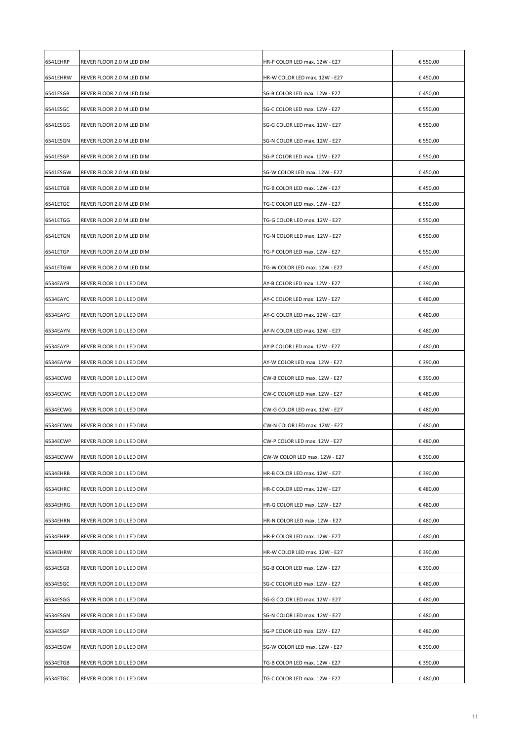| | | | |
|---|---|---|---|
| 6541EHRP | REVER FLOOR 2.0 M LED DIM | HR-P COLOR LED max. 12W - E27 | € 550,00 |
| 6541EHRW | REVER FLOOR 2.0 M LED DIM | HR-W COLOR LED max. 12W - E27 | € 450,00 |
| 6541ESGB | REVER FLOOR 2.0 M LED DIM | SG-B COLOR LED max. 12W - E27 | € 450,00 |
| 6541ESGC | REVER FLOOR 2.0 M LED DIM | SG-C COLOR LED max. 12W - E27 | € 550,00 |
| 6541ESGG | REVER FLOOR 2.0 M LED DIM | SG-G COLOR LED max. 12W - E27 | € 550,00 |
| 6541ESGN | REVER FLOOR 2.0 M LED DIM | SG-N COLOR LED max. 12W - E27 | € 550,00 |
| 6541ESGP | REVER FLOOR 2.0 M LED DIM | SG-P COLOR LED max. 12W - E27 | € 550,00 |
| 6541ESGW | REVER FLOOR 2.0 M LED DIM | SG-W COLOR LED max. 12W - E27 | € 450,00 |
| 6541ETGB | REVER FLOOR 2.0 M LED DIM | TG-B COLOR LED max. 12W - E27 | € 450,00 |
| 6541ETGC | REVER FLOOR 2.0 M LED DIM | TG-C COLOR LED max. 12W - E27 | € 550,00 |
| 6541ETGG | REVER FLOOR 2.0 M LED DIM | TG-G COLOR LED max. 12W - E27 | € 550,00 |
| 6541ETGN | REVER FLOOR 2.0 M LED DIM | TG-N COLOR LED max. 12W - E27 | € 550,00 |
| 6541ETGP | REVER FLOOR 2.0 M LED DIM | TG-P COLOR LED max. 12W - E27 | € 550,00 |
| 6541ETGW | REVER FLOOR 2.0 M LED DIM | TG-W COLOR LED max. 12W - E27 | € 450,00 |
| 6534EAYB | REVER FLOOR 1.0 L LED DIM | AY-B COLOR LED max. 12W - E27 | € 390,00 |
| 6534EAYC | REVER FLOOR 1.0 L LED DIM | AY-C COLOR LED max. 12W - E27 | € 480,00 |
| 6534EAYG | REVER FLOOR 1.0 L LED DIM | AY-G COLOR LED max. 12W - E27 | € 480,00 |
| 6534EAYN | REVER FLOOR 1.0 L LED DIM | AY-N COLOR LED max. 12W - E27 | € 480,00 |
| 6534EAYP | REVER FLOOR 1.0 L LED DIM | AY-P COLOR LED max. 12W - E27 | € 480,00 |
| 6534EAYW | REVER FLOOR 1.0 L LED DIM | AY-W COLOR LED max. 12W - E27 | € 390,00 |
| 6534ECWB | REVER FLOOR 1.0 L LED DIM | CW-B COLOR LED max. 12W - E27 | € 390,00 |
| 6534ECWC | REVER FLOOR 1.0 L LED DIM | CW-C COLOR LED max. 12W - E27 | € 480,00 |
| 6534ECWG | REVER FLOOR 1.0 L LED DIM | CW-G COLOR LED max. 12W - E27 | € 480,00 |
| 6534ECWN | REVER FLOOR 1.0 L LED DIM | CW-N COLOR LED max. 12W - E27 | € 480,00 |
| 6534ECWP | REVER FLOOR 1.0 L LED DIM | CW-P COLOR LED max. 12W - E27 | € 480,00 |
| 6534ECWW | REVER FLOOR 1.0 L LED DIM | CW-W COLOR LED max. 12W - E27 | € 390,00 |
| 6534EHRB | REVER FLOOR 1.0 L LED DIM | HR-B COLOR LED max. 12W - E27 | € 390,00 |
| 6534EHRC | REVER FLOOR 1.0 L LED DIM | HR-C COLOR LED max. 12W - E27 | € 480,00 |
| 6534EHRG | REVER FLOOR 1.0 L LED DIM | HR-G COLOR LED max. 12W - E27 | € 480,00 |
| 6534EHRN | REVER FLOOR 1.0 L LED DIM | HR-N COLOR LED max. 12W - E27 | € 480,00 |
| 6534EHRP | REVER FLOOR 1.0 L LED DIM | HR-P COLOR LED max. 12W - E27 | € 480,00 |
| 6534EHRW | REVER FLOOR 1.0 L LED DIM | HR-W COLOR LED max. 12W - E27 | € 390,00 |
| 6534ESGB | REVER FLOOR 1.0 L LED DIM | SG-B COLOR LED max. 12W - E27 | € 390,00 |
| 6534ESGC | REVER FLOOR 1.0 L LED DIM | SG-C COLOR LED max. 12W - E27 | € 480,00 |
| 6534ESGG | REVER FLOOR 1.0 L LED DIM | SG-G COLOR LED max. 12W - E27 | € 480,00 |
| 6534ESGN | REVER FLOOR 1.0 L LED DIM | SG-N COLOR LED max. 12W - E27 | € 480,00 |
| 6534ESGP | REVER FLOOR 1.0 L LED DIM | SG-P COLOR LED max. 12W - E27 | € 480,00 |
| 6534ESGW | REVER FLOOR 1.0 L LED DIM | SG-W COLOR LED max. 12W - E27 | € 390,00 |
| 6534ETGB | REVER FLOOR 1.0 L LED DIM | TG-B COLOR LED max. 12W - E27 | € 390,00 |
| 6534ETGC | REVER FLOOR 1.0 L LED DIM | TG-C COLOR LED max. 12W - E27 | € 480,00 |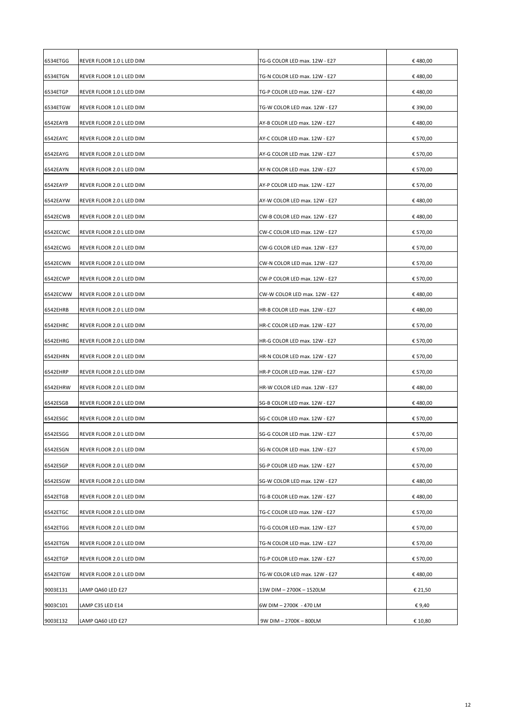| | | | |
|---|---|---|---|
| 6534ETGG | REVER FLOOR 1.0 L LED DIM | TG-G COLOR LED max. 12W - E27 | € 480,00 |
| 6534ETGN | REVER FLOOR 1.0 L LED DIM | TG-N COLOR LED max. 12W - E27 | € 480,00 |
| 6534ETGP | REVER FLOOR 1.0 L LED DIM | TG-P COLOR LED max. 12W - E27 | € 480,00 |
| 6534ETGW | REVER FLOOR 1.0 L LED DIM | TG-W COLOR LED max. 12W - E27 | € 390,00 |
| 6542EAYB | REVER FLOOR 2.0 L LED DIM | AY-B COLOR LED max. 12W - E27 | € 480,00 |
| 6542EAYC | REVER FLOOR 2.0 L LED DIM | AY-C COLOR LED max. 12W - E27 | € 570,00 |
| 6542EAYG | REVER FLOOR 2.0 L LED DIM | AY-G COLOR LED max. 12W - E27 | € 570,00 |
| 6542EAYN | REVER FLOOR 2.0 L LED DIM | AY-N COLOR LED max. 12W - E27 | € 570,00 |
| 6542EAYP | REVER FLOOR 2.0 L LED DIM | AY-P COLOR LED max. 12W - E27 | € 570,00 |
| 6542EAYW | REVER FLOOR 2.0 L LED DIM | AY-W COLOR LED max. 12W - E27 | € 480,00 |
| 6542ECWB | REVER FLOOR 2.0 L LED DIM | CW-B COLOR LED max. 12W - E27 | € 480,00 |
| 6542ECWC | REVER FLOOR 2.0 L LED DIM | CW-C COLOR LED max. 12W - E27 | € 570,00 |
| 6542ECWG | REVER FLOOR 2.0 L LED DIM | CW-G COLOR LED max. 12W - E27 | € 570,00 |
| 6542ECWN | REVER FLOOR 2.0 L LED DIM | CW-N COLOR LED max. 12W - E27 | € 570,00 |
| 6542ECWP | REVER FLOOR 2.0 L LED DIM | CW-P COLOR LED max. 12W - E27 | € 570,00 |
| 6542ECWW | REVER FLOOR 2.0 L LED DIM | CW-W COLOR LED max. 12W - E27 | € 480,00 |
| 6542EHRB | REVER FLOOR 2.0 L LED DIM | HR-B COLOR LED max. 12W - E27 | € 480,00 |
| 6542EHRC | REVER FLOOR 2.0 L LED DIM | HR-C COLOR LED max. 12W - E27 | € 570,00 |
| 6542EHRG | REVER FLOOR 2.0 L LED DIM | HR-G COLOR LED max. 12W - E27 | € 570,00 |
| 6542EHRN | REVER FLOOR 2.0 L LED DIM | HR-N COLOR LED max. 12W - E27 | € 570,00 |
| 6542EHRP | REVER FLOOR 2.0 L LED DIM | HR-P COLOR LED max. 12W - E27 | € 570,00 |
| 6542EHRW | REVER FLOOR 2.0 L LED DIM | HR-W COLOR LED max. 12W - E27 | € 480,00 |
| 6542ESGB | REVER FLOOR 2.0 L LED DIM | SG-B COLOR LED max. 12W - E27 | € 480,00 |
| 6542ESGC | REVER FLOOR 2.0 L LED DIM | SG-C COLOR LED max. 12W - E27 | € 570,00 |
| 6542ESGG | REVER FLOOR 2.0 L LED DIM | SG-G COLOR LED max. 12W - E27 | € 570,00 |
| 6542ESGN | REVER FLOOR 2.0 L LED DIM | SG-N COLOR LED max. 12W - E27 | € 570,00 |
| 6542ESGP | REVER FLOOR 2.0 L LED DIM | SG-P COLOR LED max. 12W - E27 | € 570,00 |
| 6542ESGW | REVER FLOOR 2.0 L LED DIM | SG-W COLOR LED max. 12W - E27 | € 480,00 |
| 6542ETGB | REVER FLOOR 2.0 L LED DIM | TG-B COLOR LED max. 12W - E27 | € 480,00 |
| 6542ETGC | REVER FLOOR 2.0 L LED DIM | TG-C COLOR LED max. 12W - E27 | € 570,00 |
| 6542ETGG | REVER FLOOR 2.0 L LED DIM | TG-G COLOR LED max. 12W - E27 | € 570,00 |
| 6542ETGN | REVER FLOOR 2.0 L LED DIM | TG-N COLOR LED max. 12W - E27 | € 570,00 |
| 6542ETGP | REVER FLOOR 2.0 L LED DIM | TG-P COLOR LED max. 12W - E27 | € 570,00 |
| 6542ETGW | REVER FLOOR 2.0 L LED DIM | TG-W COLOR LED max. 12W - E27 | € 480,00 |
| 9003E131 | LAMP QA60 LED E27 | 13W DIM – 2700K – 1520LM | € 21,50 |
| 9003C101 | LAMP C35 LED E14 | 6W DIM – 2700K - 470 LM | € 9,40 |
| 9003E132 | LAMP QA60 LED E27 | 9W DIM – 2700K – 800LM | € 10,80 |